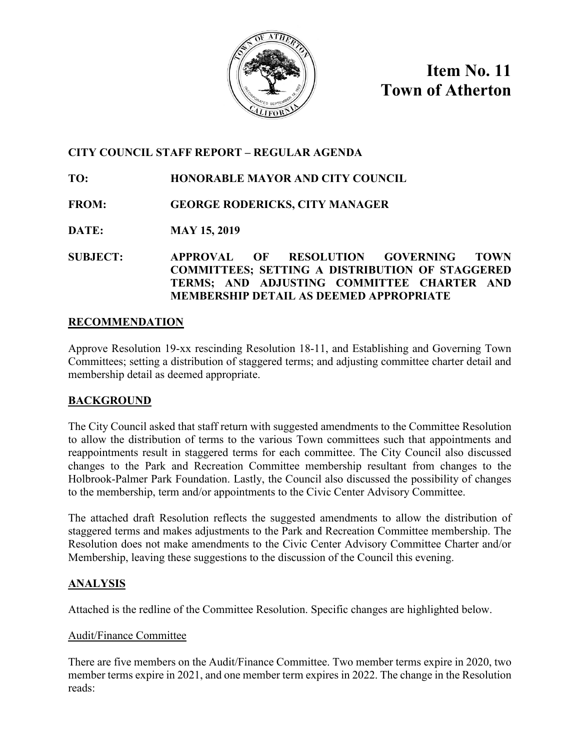# Item No. 11
# Town of Atherton

**CITY COUNCIL STAFF REPORT – REGULAR AGENDA**

**TO:** HONORABLE MAYOR AND CITY COUNCIL

**FROM:** GEORGE RODERICKS, CITY MANAGER

**DATE:** MAY 15, 2019

**SUBJECT:** APPROVAL OF RESOLUTION GOVERNING TOWN COMMITTEES; SETTING A DISTRIBUTION OF STAGGERED TERMS; AND ADJUSTING COMMITTEE CHARTER AND MEMBERSHIP DETAIL AS DEEMED APPROPRIATE

## RECOMMENDATION

Approve Resolution 19-xx rescinding Resolution 18-11, and Establishing and Governing Town Committees; setting a distribution of staggered terms; and adjusting committee charter detail and membership detail as deemed appropriate.

## BACKGROUND

The City Council asked that staff return with suggested amendments to the Committee Resolution to allow the distribution of terms to the various Town committees such that appointments and reappointments result in staggered terms for each committee. The City Council also discussed changes to the Park and Recreation Committee membership resultant from changes to the Holbrook-Palmer Park Foundation. Lastly, the Council also discussed the possibility of changes to the membership, term and/or appointments to the Civic Center Advisory Committee.

The attached draft Resolution reflects the suggested amendments to allow the distribution of staggered terms and makes adjustments to the Park and Recreation Committee membership. The Resolution does not make amendments to the Civic Center Advisory Committee Charter and/or Membership, leaving these suggestions to the discussion of the Council this evening.

## ANALYSIS

Attached is the redline of the Committee Resolution. Specific changes are highlighted below.

### Audit/Finance Committee

There are five members on the Audit/Finance Committee. Two member terms expire in 2020, two member terms expire in 2021, and one member term expires in 2022. The change in the Resolution reads: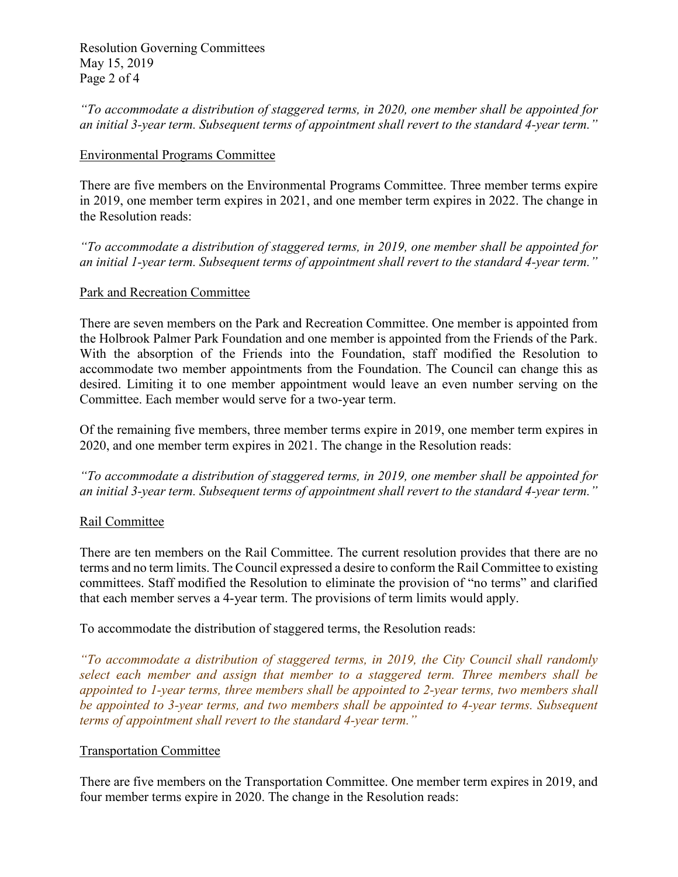*"To accommodate a distribution of staggered terms, in 2020, one member shall be appointed for an initial 3-year term. Subsequent terms of appointment shall revert to the standard 4-year term."*

Environmental Programs Committee

There are five members on the Environmental Programs Committee. Three member terms expire in 2019, one member term expires in 2021, and one member term expires in 2022. The change in the Resolution reads:

*"To accommodate a distribution of staggered terms, in 2019, one member shall be appointed for an initial 1-year term. Subsequent terms of appointment shall revert to the standard 4-year term."*

Park and Recreation Committee

There are seven members on the Park and Recreation Committee. One member is appointed from the Holbrook Palmer Park Foundation and one member is appointed from the Friends of the Park. With the absorption of the Friends into the Foundation, staff modified the Resolution to accommodate two member appointments from the Foundation. The Council can change this as desired. Limiting it to one member appointment would leave an even number serving on the Committee. Each member would serve for a two-year term.

Of the remaining five members, three member terms expire in 2019, one member term expires in 2020, and one member term expires in 2021. The change in the Resolution reads:

*"To accommodate a distribution of staggered terms, in 2019, one member shall be appointed for an initial 3-year term. Subsequent terms of appointment shall revert to the standard 4-year term."*

Rail Committee

There are ten members on the Rail Committee. The current resolution provides that there are no terms and no term limits. The Council expressed a desire to conform the Rail Committee to existing committees. Staff modified the Resolution to eliminate the provision of "no terms" and clarified that each member serves a 4-year term. The provisions of term limits would apply.

To accommodate the distribution of staggered terms, the Resolution reads:

*"To accommodate a distribution of staggered terms, in 2019, the City Council shall randomly select each member and assign that member to a staggered term. Three members shall be appointed to 1-year terms, three members shall be appointed to 2-year terms, two members shall be appointed to 3-year terms, and two members shall be appointed to 4-year terms. Subsequent terms of appointment shall revert to the standard 4-year term."*

Transportation Committee

There are five members on the Transportation Committee. One member term expires in 2019, and four member terms expire in 2020. The change in the Resolution reads: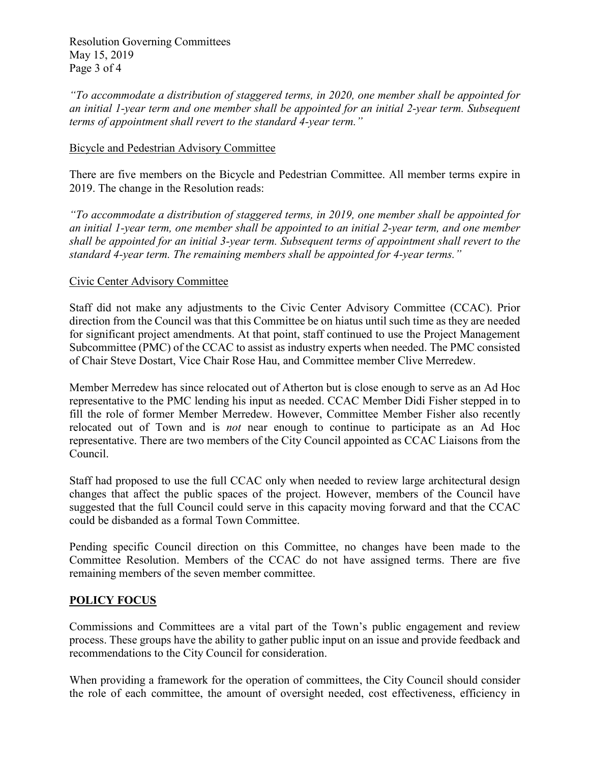*"To accommodate a distribution of staggered terms, in 2020, one member shall be appointed for an initial 1-year term and one member shall be appointed for an initial 2-year term. Subsequent terms of appointment shall revert to the standard 4-year term."*

Bicycle and Pedestrian Advisory Committee

There are five members on the Bicycle and Pedestrian Committee. All member terms expire in 2019. The change in the Resolution reads:

*"To accommodate a distribution of staggered terms, in 2019, one member shall be appointed for an initial 1-year term, one member shall be appointed to an initial 2-year term, and one member shall be appointed for an initial 3-year term. Subsequent terms of appointment shall revert to the standard 4-year term. The remaining members shall be appointed for 4-year terms."*

Civic Center Advisory Committee

Staff did not make any adjustments to the Civic Center Advisory Committee (CCAC). Prior direction from the Council was that this Committee be on hiatus until such time as they are needed for significant project amendments. At that point, staff continued to use the Project Management Subcommittee (PMC) of the CCAC to assist as industry experts when needed. The PMC consisted of Chair Steve Dostart, Vice Chair Rose Hau, and Committee member Clive Merredew.

Member Merredew has since relocated out of Atherton but is close enough to serve as an Ad Hoc representative to the PMC lending his input as needed. CCAC Member Didi Fisher stepped in to fill the role of former Member Merredew. However, Committee Member Fisher also recently relocated out of Town and is *not* near enough to continue to participate as an Ad Hoc representative. There are two members of the City Council appointed as CCAC Liaisons from the Council.

Staff had proposed to use the full CCAC only when needed to review large architectural design changes that affect the public spaces of the project. However, members of the Council have suggested that the full Council could serve in this capacity moving forward and that the CCAC could be disbanded as a formal Town Committee.

Pending specific Council direction on this Committee, no changes have been made to the Committee Resolution. Members of the CCAC do not have assigned terms. There are five remaining members of the seven member committee.

## POLICY FOCUS

Commissions and Committees are a vital part of the Town's public engagement and review process. These groups have the ability to gather public input on an issue and provide feedback and recommendations to the City Council for consideration.

When providing a framework for the operation of committees, the City Council should consider the role of each committee, the amount of oversight needed, cost effectiveness, efficiency in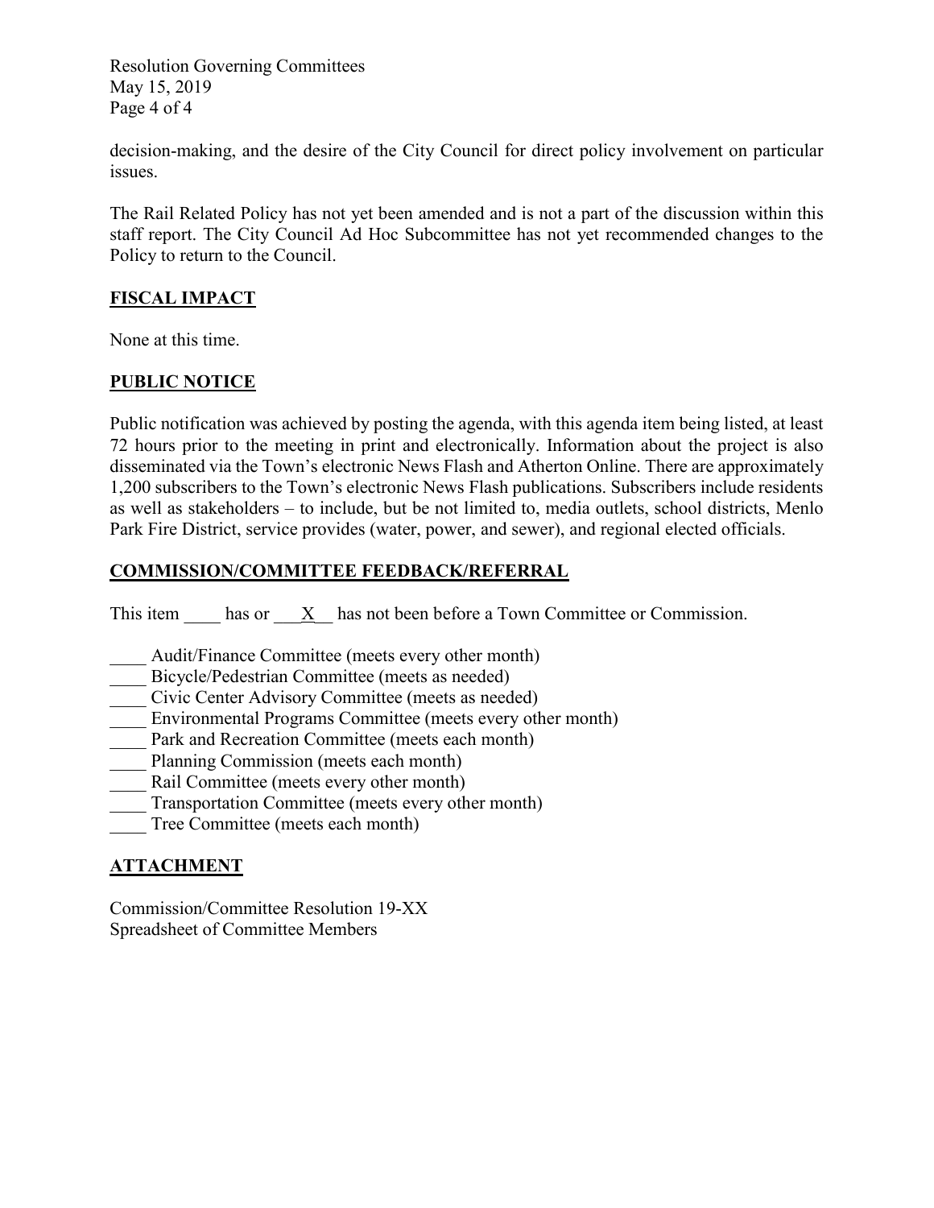decision-making, and the desire of the City Council for direct policy involvement on particular issues.

The Rail Related Policy has not yet been amended and is not a part of the discussion within this staff report. The City Council Ad Hoc Subcommittee has not yet recommended changes to the Policy to return to the Council.

## FISCAL IMPACT

None at this time.

## PUBLIC NOTICE

Public notification was achieved by posting the agenda, with this agenda item being listed, at least 72 hours prior to the meeting in print and electronically. Information about the project is also disseminated via the Town's electronic News Flash and Atherton Online. There are approximately 1,200 subscribers to the Town's electronic News Flash publications. Subscribers include residents as well as stakeholders – to include, but be not limited to, media outlets, school districts, Menlo Park Fire District, service provides (water, power, and sewer), and regional elected officials.

## COMMISSION/COMMITTEE FEEDBACK/REFERRAL

This item ____ has or ___X__ has not been before a Town Committee or Commission.

____ Audit/Finance Committee (meets every other month)
____ Bicycle/Pedestrian Committee (meets as needed)
____ Civic Center Advisory Committee (meets as needed)
____ Environmental Programs Committee (meets every other month)
____ Park and Recreation Committee (meets each month)
____ Planning Commission (meets each month)
____ Rail Committee (meets every other month)
____ Transportation Committee (meets every other month)
____ Tree Committee (meets each month)

## ATTACHMENT

Commission/Committee Resolution 19-XX
Spreadsheet of Committee Members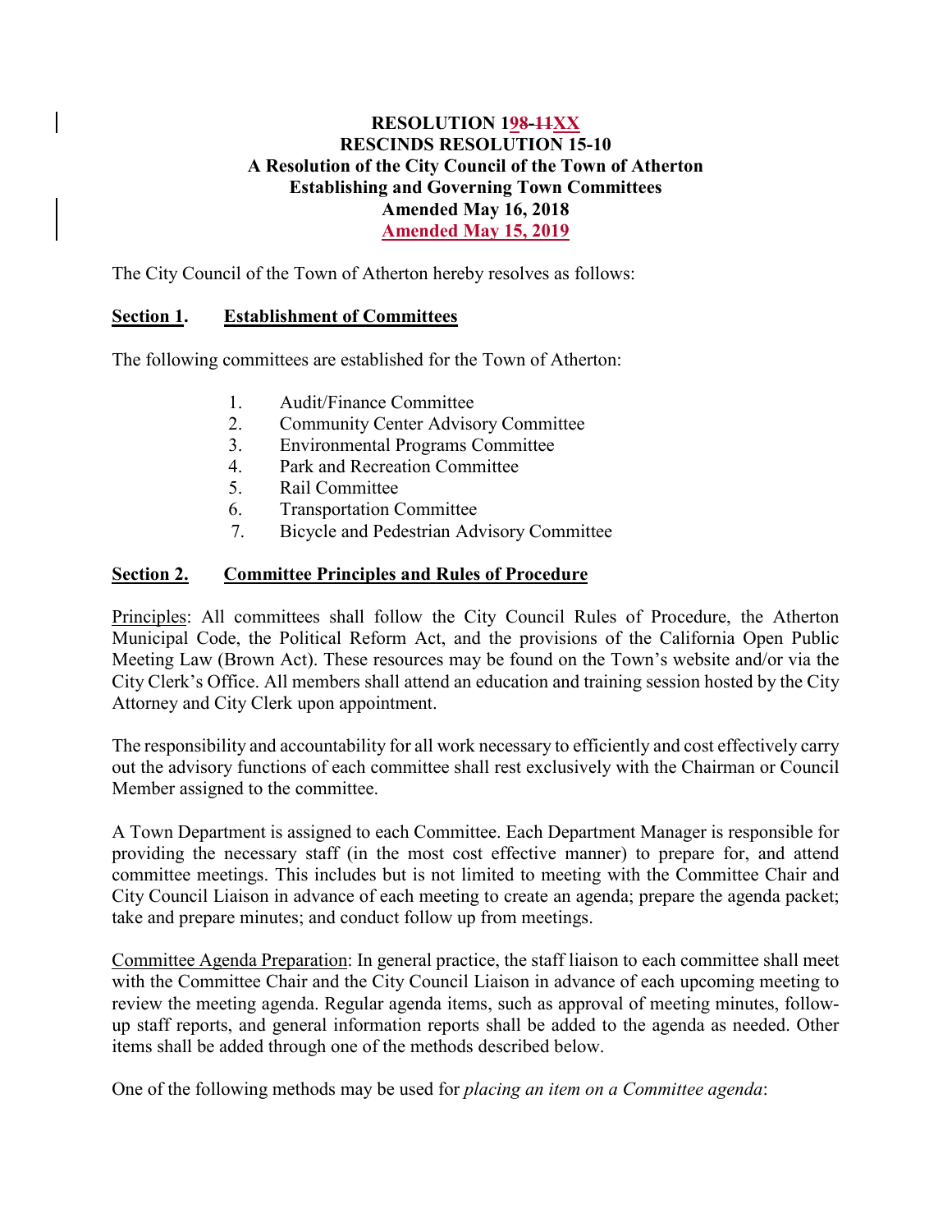**RESOLUTION 198-11XX**
**RESCINDS RESOLUTION 15-10**
**A Resolution of the City Council of the Town of Atherton**
**Establishing and Governing Town Committees**
**Amended May 16, 2018**
**Amended May 15, 2019**

The City Council of the Town of Atherton hereby resolves as follows:

## Section 1. Establishment of Committees

The following committees are established for the Town of Atherton:

1. Audit/Finance Committee
2. Community Center Advisory Committee
3. Environmental Programs Committee
4. Park and Recreation Committee
5. Rail Committee
6. Transportation Committee
7. Bicycle and Pedestrian Advisory Committee

## Section 2. Committee Principles and Rules of Procedure

Principles: All committees shall follow the City Council Rules of Procedure, the Atherton Municipal Code, the Political Reform Act, and the provisions of the California Open Public Meeting Law (Brown Act). These resources may be found on the Town's website and/or via the City Clerk's Office. All members shall attend an education and training session hosted by the City Attorney and City Clerk upon appointment.

The responsibility and accountability for all work necessary to efficiently and cost effectively carry out the advisory functions of each committee shall rest exclusively with the Chairman or Council Member assigned to the committee.

A Town Department is assigned to each Committee. Each Department Manager is responsible for providing the necessary staff (in the most cost effective manner) to prepare for, and attend committee meetings. This includes but is not limited to meeting with the Committee Chair and City Council Liaison in advance of each meeting to create an agenda; prepare the agenda packet; take and prepare minutes; and conduct follow up from meetings.

Committee Agenda Preparation: In general practice, the staff liaison to each committee shall meet with the Committee Chair and the City Council Liaison in advance of each upcoming meeting to review the meeting agenda. Regular agenda items, such as approval of meeting minutes, follow-up staff reports, and general information reports shall be added to the agenda as needed. Other items shall be added through one of the methods described below.

One of the following methods may be used for *placing an item on a Committee agenda*: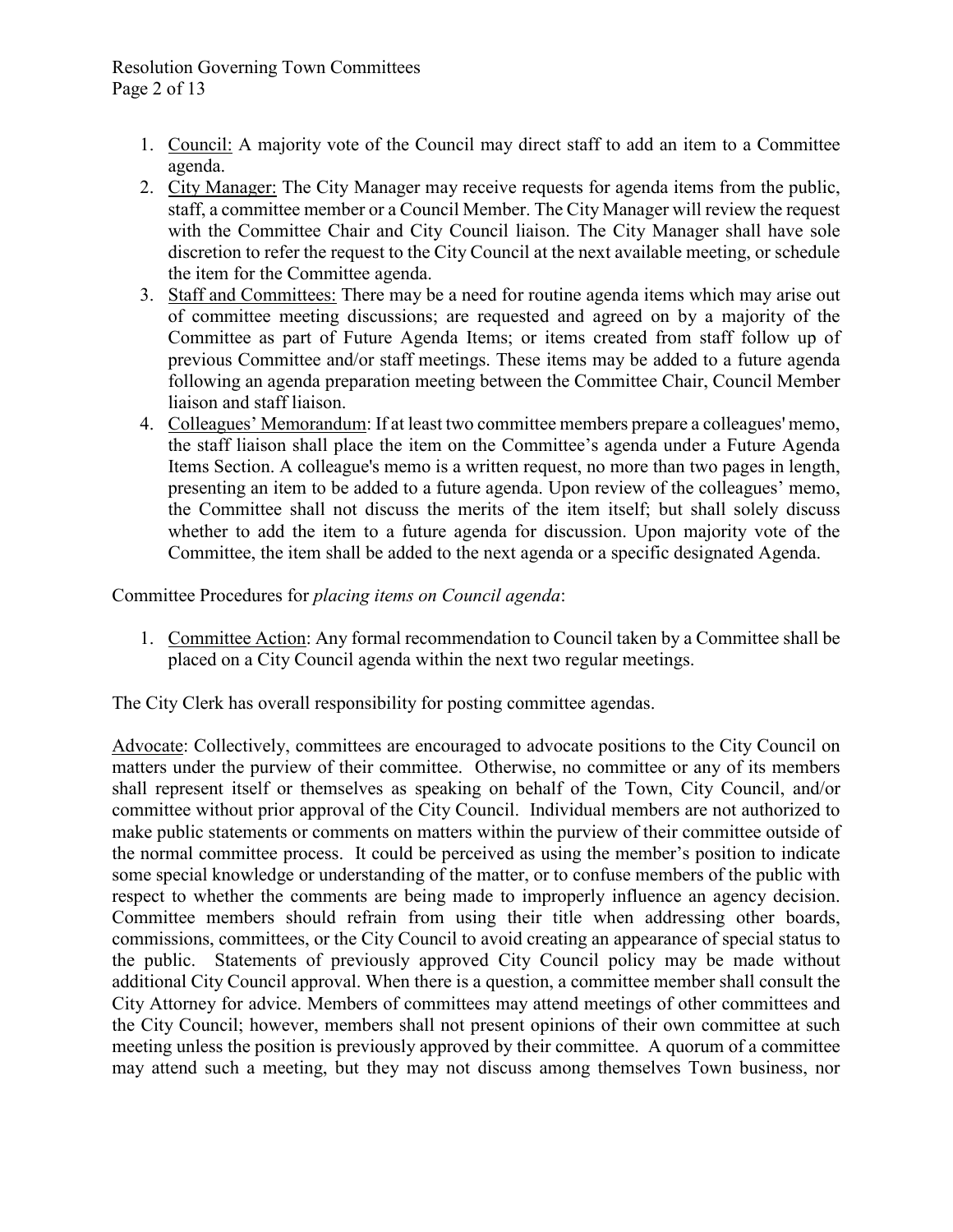1. <u>Council:</u> A majority vote of the Council may direct staff to add an item to a Committee agenda.
2. <u>City Manager:</u> The City Manager may receive requests for agenda items from the public, staff, a committee member or a Council Member. The City Manager will review the request with the Committee Chair and City Council liaison. The City Manager shall have sole discretion to refer the request to the City Council at the next available meeting, or schedule the item for the Committee agenda.
3. <u>Staff and Committees:</u> There may be a need for routine agenda items which may arise out of committee meeting discussions; are requested and agreed on by a majority of the Committee as part of Future Agenda Items; or items created from staff follow up of previous Committee and/or staff meetings. These items may be added to a future agenda following an agenda preparation meeting between the Committee Chair, Council Member liaison and staff liaison.
4. <u>Colleagues' Memorandum</u>: If at least two committee members prepare a colleagues' memo, the staff liaison shall place the item on the Committee's agenda under a Future Agenda Items Section. A colleague's memo is a written request, no more than two pages in length, presenting an item to be added to a future agenda. Upon review of the colleagues' memo, the Committee shall not discuss the merits of the item itself; but shall solely discuss whether to add the item to a future agenda for discussion. Upon majority vote of the Committee, the item shall be added to the next agenda or a specific designated Agenda.

Committee Procedures for *placing items on Council agenda*:

1. <u>Committee Action</u>: Any formal recommendation to Council taken by a Committee shall be placed on a City Council agenda within the next two regular meetings.

The City Clerk has overall responsibility for posting committee agendas.

<u>Advocate</u>: Collectively, committees are encouraged to advocate positions to the City Council on matters under the purview of their committee. Otherwise, no committee or any of its members shall represent itself or themselves as speaking on behalf of the Town, City Council, and/or committee without prior approval of the City Council. Individual members are not authorized to make public statements or comments on matters within the purview of their committee outside of the normal committee process. It could be perceived as using the member's position to indicate some special knowledge or understanding of the matter, or to confuse members of the public with respect to whether the comments are being made to improperly influence an agency decision. Committee members should refrain from using their title when addressing other boards, commissions, committees, or the City Council to avoid creating an appearance of special status to the public. Statements of previously approved City Council policy may be made without additional City Council approval. When there is a question, a committee member shall consult the City Attorney for advice. Members of committees may attend meetings of other committees and the City Council; however, members shall not present opinions of their own committee at such meeting unless the position is previously approved by their committee. A quorum of a committee may attend such a meeting, but they may not discuss among themselves Town business, nor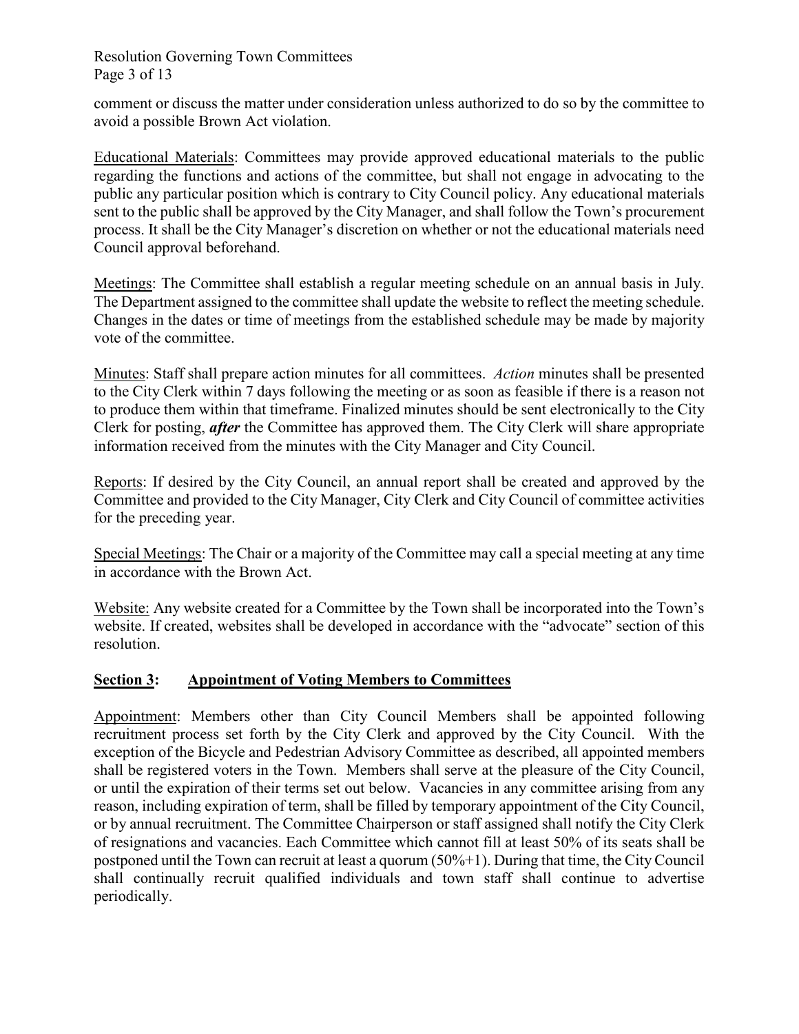comment or discuss the matter under consideration unless authorized to do so by the committee to avoid a possible Brown Act violation.

<u>Educational Materials</u>: Committees may provide approved educational materials to the public regarding the functions and actions of the committee, but shall not engage in advocating to the public any particular position which is contrary to City Council policy. Any educational materials sent to the public shall be approved by the City Manager, and shall follow the Town's procurement process. It shall be the City Manager's discretion on whether or not the educational materials need Council approval beforehand.

<u>Meetings</u>: The Committee shall establish a regular meeting schedule on an annual basis in July. The Department assigned to the committee shall update the website to reflect the meeting schedule. Changes in the dates or time of meetings from the established schedule may be made by majority vote of the committee.

<u>Minutes</u>: Staff shall prepare action minutes for all committees. *Action* minutes shall be presented to the City Clerk within 7 days following the meeting or as soon as feasible if there is a reason not to produce them within that timeframe. Finalized minutes should be sent electronically to the City Clerk for posting, ***after*** the Committee has approved them. The City Clerk will share appropriate information received from the minutes with the City Manager and City Council.

<u>Reports</u>: If desired by the City Council, an annual report shall be created and approved by the Committee and provided to the City Manager, City Clerk and City Council of committee activities for the preceding year.

<u>Special Meetings</u>: The Chair or a majority of the Committee may call a special meeting at any time in accordance with the Brown Act.

<u>Website:</u> Any website created for a Committee by the Town shall be incorporated into the Town's website. If created, websites shall be developed in accordance with the "advocate" section of this resolution.

## <u>Section 3</u>: <u>Appointment of Voting Members to Committees</u>

<u>Appointment</u>: Members other than City Council Members shall be appointed following recruitment process set forth by the City Clerk and approved by the City Council. With the exception of the Bicycle and Pedestrian Advisory Committee as described, all appointed members shall be registered voters in the Town. Members shall serve at the pleasure of the City Council, or until the expiration of their terms set out below. Vacancies in any committee arising from any reason, including expiration of term, shall be filled by temporary appointment of the City Council, or by annual recruitment. The Committee Chairperson or staff assigned shall notify the City Clerk of resignations and vacancies. Each Committee which cannot fill at least 50% of its seats shall be postponed until the Town can recruit at least a quorum (50%+1). During that time, the City Council shall continually recruit qualified individuals and town staff shall continue to advertise periodically.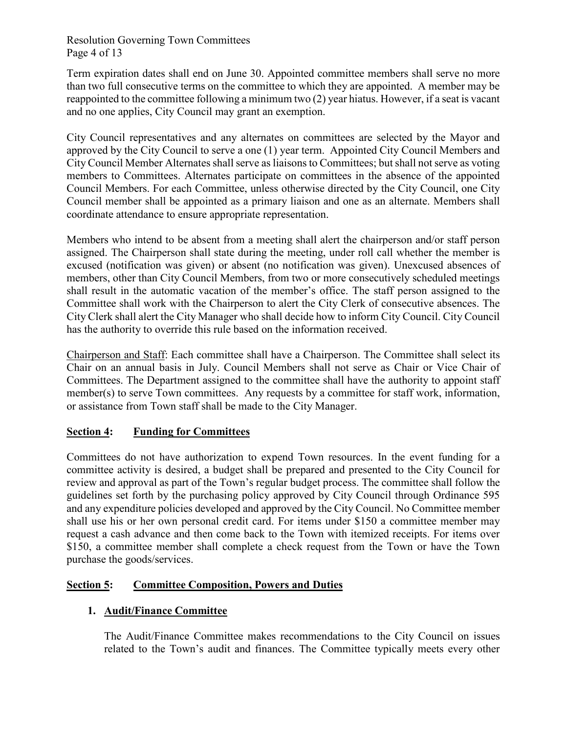Term expiration dates shall end on June 30. Appointed committee members shall serve no more than two full consecutive terms on the committee to which they are appointed. A member may be reappointed to the committee following a minimum two (2) year hiatus. However, if a seat is vacant and no one applies, City Council may grant an exemption.

City Council representatives and any alternates on committees are selected by the Mayor and approved by the City Council to serve a one (1) year term. Appointed City Council Members and City Council Member Alternates shall serve as liaisons to Committees; but shall not serve as voting members to Committees. Alternates participate on committees in the absence of the appointed Council Members. For each Committee, unless otherwise directed by the City Council, one City Council member shall be appointed as a primary liaison and one as an alternate. Members shall coordinate attendance to ensure appropriate representation.

Members who intend to be absent from a meeting shall alert the chairperson and/or staff person assigned. The Chairperson shall state during the meeting, under roll call whether the member is excused (notification was given) or absent (no notification was given). Unexcused absences of members, other than City Council Members, from two or more consecutively scheduled meetings shall result in the automatic vacation of the member's office. The staff person assigned to the Committee shall work with the Chairperson to alert the City Clerk of consecutive absences. The City Clerk shall alert the City Manager who shall decide how to inform City Council. City Council has the authority to override this rule based on the information received.

Chairperson and Staff: Each committee shall have a Chairperson. The Committee shall select its Chair on an annual basis in July. Council Members shall not serve as Chair or Vice Chair of Committees. The Department assigned to the committee shall have the authority to appoint staff member(s) to serve Town committees. Any requests by a committee for staff work, information, or assistance from Town staff shall be made to the City Manager.

## Section 4: Funding for Committees

Committees do not have authorization to expend Town resources. In the event funding for a committee activity is desired, a budget shall be prepared and presented to the City Council for review and approval as part of the Town's regular budget process. The committee shall follow the guidelines set forth by the purchasing policy approved by City Council through Ordinance 595 and any expenditure policies developed and approved by the City Council. No Committee member shall use his or her own personal credit card. For items under $150 a committee member may request a cash advance and then come back to the Town with itemized receipts. For items over $150, a committee member shall complete a check request from the Town or have the Town purchase the goods/services.

## Section 5: Committee Composition, Powers and Duties

### 1. Audit/Finance Committee

The Audit/Finance Committee makes recommendations to the City Council on issues related to the Town's audit and finances. The Committee typically meets every other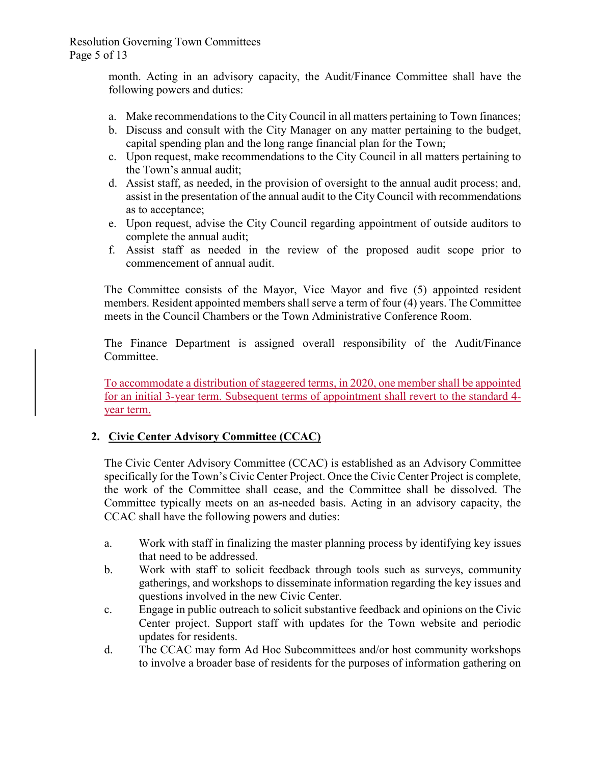month. Acting in an advisory capacity, the Audit/Finance Committee shall have the following powers and duties:

a. Make recommendations to the City Council in all matters pertaining to Town finances;
b. Discuss and consult with the City Manager on any matter pertaining to the budget, capital spending plan and the long range financial plan for the Town;
c. Upon request, make recommendations to the City Council in all matters pertaining to the Town's annual audit;
d. Assist staff, as needed, in the provision of oversight to the annual audit process; and, assist in the presentation of the annual audit to the City Council with recommendations as to acceptance;
e. Upon request, advise the City Council regarding appointment of outside auditors to complete the annual audit;
f. Assist staff as needed in the review of the proposed audit scope prior to commencement of annual audit.

The Committee consists of the Mayor, Vice Mayor and five (5) appointed resident members. Resident appointed members shall serve a term of four (4) years. The Committee meets in the Council Chambers or the Town Administrative Conference Room.

The Finance Department is assigned overall responsibility of the Audit/Finance Committee.

To accommodate a distribution of staggered terms, in 2020, one member shall be appointed for an initial 3-year term. Subsequent terms of appointment shall revert to the standard 4-year term.

## 2. Civic Center Advisory Committee (CCAC)

The Civic Center Advisory Committee (CCAC) is established as an Advisory Committee specifically for the Town's Civic Center Project. Once the Civic Center Project is complete, the work of the Committee shall cease, and the Committee shall be dissolved. The Committee typically meets on an as-needed basis. Acting in an advisory capacity, the CCAC shall have the following powers and duties:

a. Work with staff in finalizing the master planning process by identifying key issues that need to be addressed.
b. Work with staff to solicit feedback through tools such as surveys, community gatherings, and workshops to disseminate information regarding the key issues and questions involved in the new Civic Center.
c. Engage in public outreach to solicit substantive feedback and opinions on the Civic Center project. Support staff with updates for the Town website and periodic updates for residents.
d. The CCAC may form Ad Hoc Subcommittees and/or host community workshops to involve a broader base of residents for the purposes of information gathering on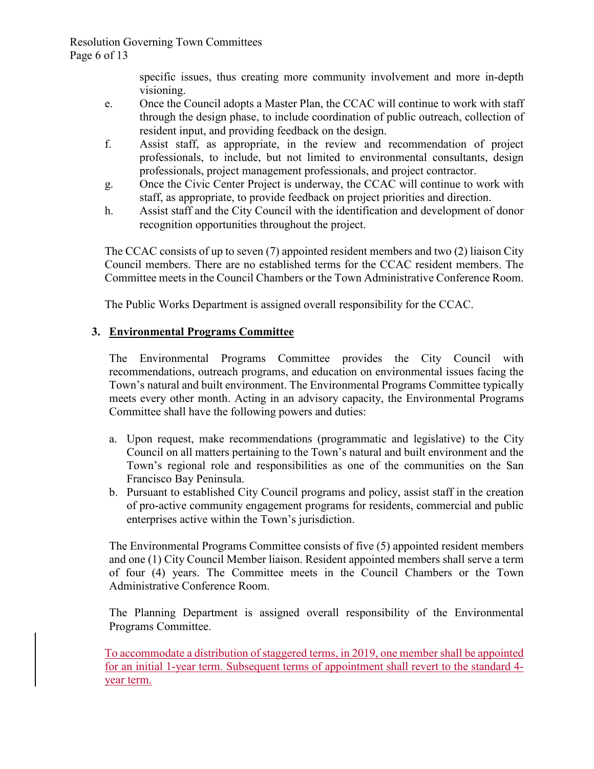specific issues, thus creating more community involvement and more in-depth visioning.

e. Once the Council adopts a Master Plan, the CCAC will continue to work with staff through the design phase, to include coordination of public outreach, collection of resident input, and providing feedback on the design.
f. Assist staff, as appropriate, in the review and recommendation of project professionals, to include, but not limited to environmental consultants, design professionals, project management professionals, and project contractor.
g. Once the Civic Center Project is underway, the CCAC will continue to work with staff, as appropriate, to provide feedback on project priorities and direction.
h. Assist staff and the City Council with the identification and development of donor recognition opportunities throughout the project.

The CCAC consists of up to seven (7) appointed resident members and two (2) liaison City Council members. There are no established terms for the CCAC resident members. The Committee meets in the Council Chambers or the Town Administrative Conference Room.

The Public Works Department is assigned overall responsibility for the CCAC.

### 3. Environmental Programs Committee

The Environmental Programs Committee provides the City Council with recommendations, outreach programs, and education on environmental issues facing the Town's natural and built environment. The Environmental Programs Committee typically meets every other month. Acting in an advisory capacity, the Environmental Programs Committee shall have the following powers and duties:

a. Upon request, make recommendations (programmatic and legislative) to the City Council on all matters pertaining to the Town's natural and built environment and the Town's regional role and responsibilities as one of the communities on the San Francisco Bay Peninsula.
b. Pursuant to established City Council programs and policy, assist staff in the creation of pro-active community engagement programs for residents, commercial and public enterprises active within the Town's jurisdiction.

The Environmental Programs Committee consists of five (5) appointed resident members and one (1) City Council Member liaison. Resident appointed members shall serve a term of four (4) years. The Committee meets in the Council Chambers or the Town Administrative Conference Room.

The Planning Department is assigned overall responsibility of the Environmental Programs Committee.

To accommodate a distribution of staggered terms, in 2019, one member shall be appointed for an initial 1-year term. Subsequent terms of appointment shall revert to the standard 4-year term.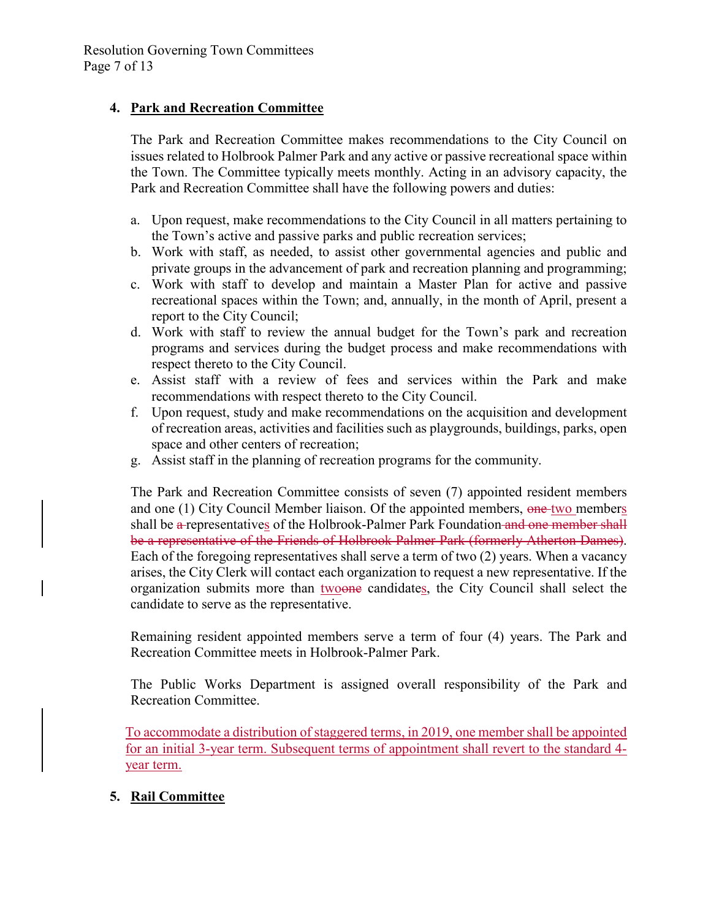## 4. Park and Recreation Committee

The Park and Recreation Committee makes recommendations to the City Council on issues related to Holbrook Palmer Park and any active or passive recreational space within the Town. The Committee typically meets monthly. Acting in an advisory capacity, the Park and Recreation Committee shall have the following powers and duties:

a. Upon request, make recommendations to the City Council in all matters pertaining to the Town's active and passive parks and public recreation services;
b. Work with staff, as needed, to assist other governmental agencies and public and private groups in the advancement of park and recreation planning and programming;
c. Work with staff to develop and maintain a Master Plan for active and passive recreational spaces within the Town; and, annually, in the month of April, present a report to the City Council;
d. Work with staff to review the annual budget for the Town's park and recreation programs and services during the budget process and make recommendations with respect thereto to the City Council.
e. Assist staff with a review of fees and services within the Park and make recommendations with respect thereto to the City Council.
f. Upon request, study and make recommendations on the acquisition and development of recreation areas, activities and facilities such as playgrounds, buildings, parks, open space and other centers of recreation;
g. Assist staff in the planning of recreation programs for the community.

The Park and Recreation Committee consists of seven (7) appointed resident members and one (1) City Council Member liaison. Of the appointed members, ~~one~~ two members shall be ~~a~~ representatives of the Holbrook-Palmer Park Foundation ~~and one member shall be a representative of the Friends of Holbrook Palmer Park (formerly Atherton Dames)~~. Each of the foregoing representatives shall serve a term of two (2) years. When a vacancy arises, the City Clerk will contact each organization to request a new representative. If the organization submits more than two~~one~~ candidates, the City Council shall select the candidate to serve as the representative.

Remaining resident appointed members serve a term of four (4) years. The Park and Recreation Committee meets in Holbrook-Palmer Park.

The Public Works Department is assigned overall responsibility of the Park and Recreation Committee.

To accommodate a distribution of staggered terms, in 2019, one member shall be appointed for an initial 3-year term. Subsequent terms of appointment shall revert to the standard 4-year term.

## 5. Rail Committee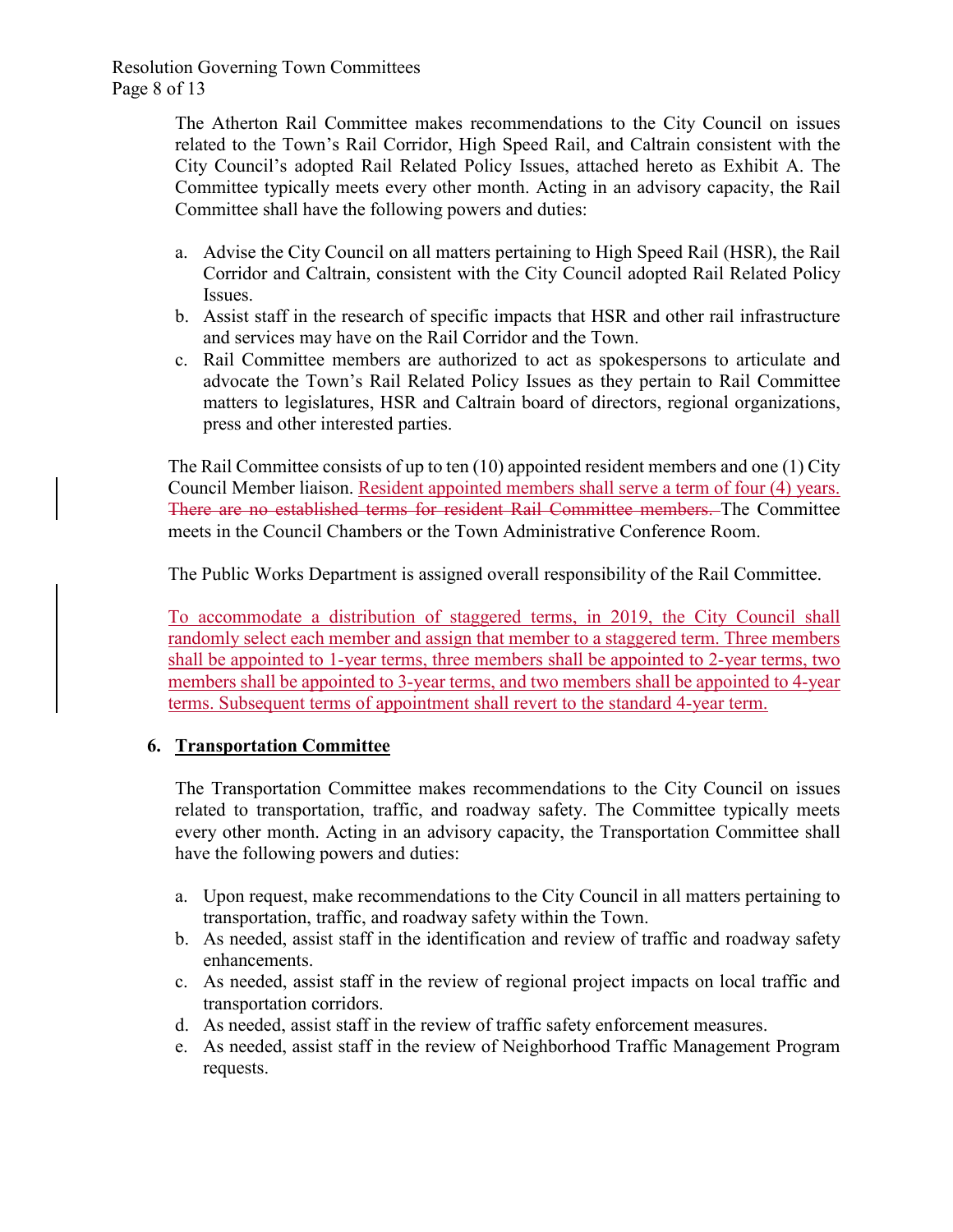The Atherton Rail Committee makes recommendations to the City Council on issues related to the Town's Rail Corridor, High Speed Rail, and Caltrain consistent with the City Council's adopted Rail Related Policy Issues, attached hereto as Exhibit A. The Committee typically meets every other month. Acting in an advisory capacity, the Rail Committee shall have the following powers and duties:

a. Advise the City Council on all matters pertaining to High Speed Rail (HSR), the Rail Corridor and Caltrain, consistent with the City Council adopted Rail Related Policy Issues.
b. Assist staff in the research of specific impacts that HSR and other rail infrastructure and services may have on the Rail Corridor and the Town.
c. Rail Committee members are authorized to act as spokespersons to articulate and advocate the Town's Rail Related Policy Issues as they pertain to Rail Committee matters to legislatures, HSR and Caltrain board of directors, regional organizations, press and other interested parties.

The Rail Committee consists of up to ten (10) appointed resident members and one (1) City Council Member liaison. <u>Resident appointed members shall serve a term of four (4) years.</u> ~~There are no established terms for resident Rail Committee members.~~ The Committee meets in the Council Chambers or the Town Administrative Conference Room.

The Public Works Department is assigned overall responsibility of the Rail Committee.

<u>To accommodate a distribution of staggered terms, in 2019, the City Council shall randomly select each member and assign that member to a staggered term. Three members shall be appointed to 1-year terms, three members shall be appointed to 2-year terms, two members shall be appointed to 3-year terms, and two members shall be appointed to 4-year terms. Subsequent terms of appointment shall revert to the standard 4-year term.</u>

## 6. Transportation Committee

The Transportation Committee makes recommendations to the City Council on issues related to transportation, traffic, and roadway safety. The Committee typically meets every other month. Acting in an advisory capacity, the Transportation Committee shall have the following powers and duties:

a. Upon request, make recommendations to the City Council in all matters pertaining to transportation, traffic, and roadway safety within the Town.
b. As needed, assist staff in the identification and review of traffic and roadway safety enhancements.
c. As needed, assist staff in the review of regional project impacts on local traffic and transportation corridors.
d. As needed, assist staff in the review of traffic safety enforcement measures.
e. As needed, assist staff in the review of Neighborhood Traffic Management Program requests.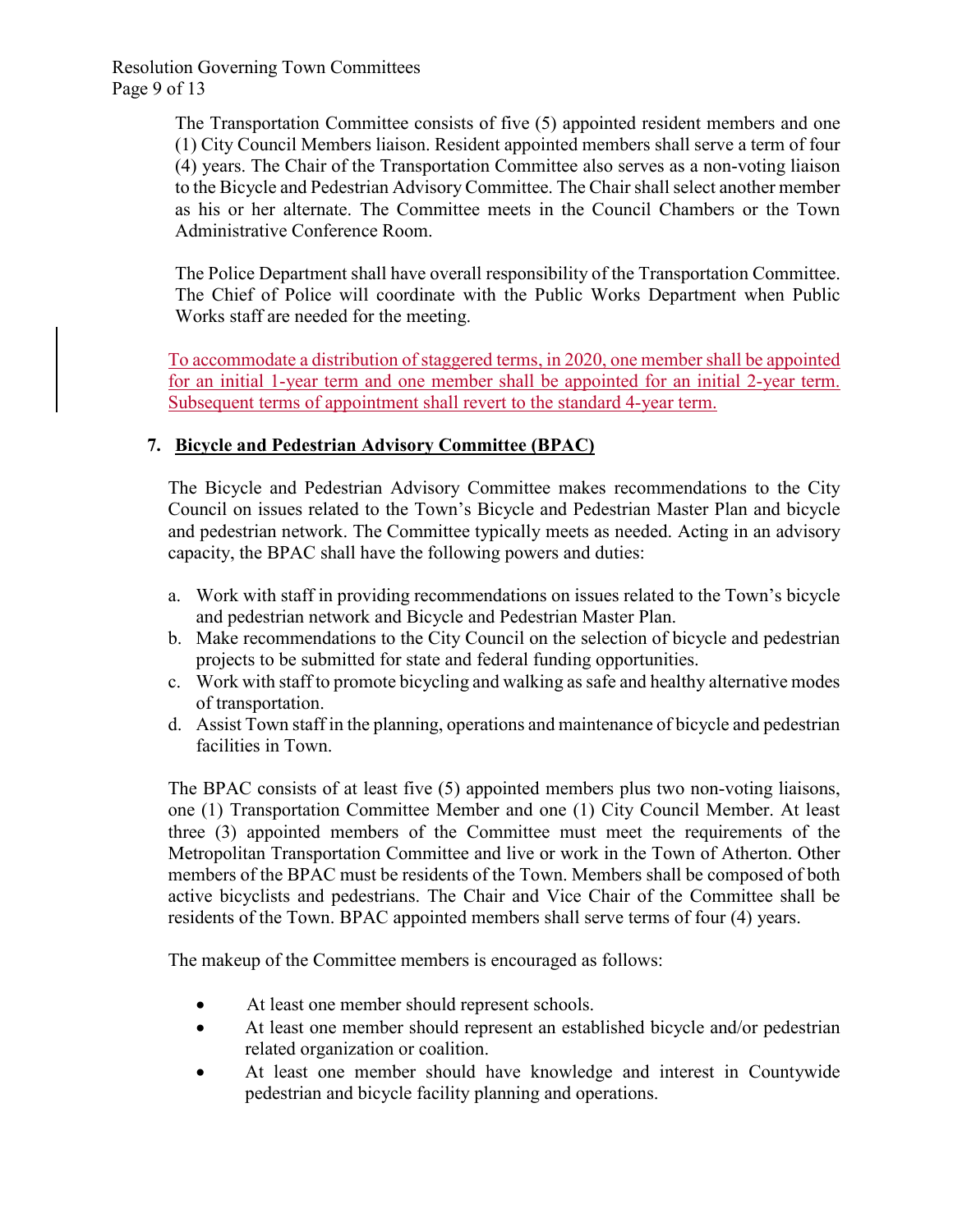The Transportation Committee consists of five (5) appointed resident members and one (1) City Council Members liaison. Resident appointed members shall serve a term of four (4) years. The Chair of the Transportation Committee also serves as a non-voting liaison to the Bicycle and Pedestrian Advisory Committee. The Chair shall select another member as his or her alternate. The Committee meets in the Council Chambers or the Town Administrative Conference Room.

The Police Department shall have overall responsibility of the Transportation Committee. The Chief of Police will coordinate with the Public Works Department when Public Works staff are needed for the meeting.

To accommodate a distribution of staggered terms, in 2020, one member shall be appointed for an initial 1-year term and one member shall be appointed for an initial 2-year term. Subsequent terms of appointment shall revert to the standard 4-year term.

## 7. Bicycle and Pedestrian Advisory Committee (BPAC)

The Bicycle and Pedestrian Advisory Committee makes recommendations to the City Council on issues related to the Town's Bicycle and Pedestrian Master Plan and bicycle and pedestrian network. The Committee typically meets as needed. Acting in an advisory capacity, the BPAC shall have the following powers and duties:

a. Work with staff in providing recommendations on issues related to the Town's bicycle and pedestrian network and Bicycle and Pedestrian Master Plan.
b. Make recommendations to the City Council on the selection of bicycle and pedestrian projects to be submitted for state and federal funding opportunities.
c. Work with staff to promote bicycling and walking as safe and healthy alternative modes of transportation.
d. Assist Town staff in the planning, operations and maintenance of bicycle and pedestrian facilities in Town.

The BPAC consists of at least five (5) appointed members plus two non-voting liaisons, one (1) Transportation Committee Member and one (1) City Council Member. At least three (3) appointed members of the Committee must meet the requirements of the Metropolitan Transportation Committee and live or work in the Town of Atherton. Other members of the BPAC must be residents of the Town. Members shall be composed of both active bicyclists and pedestrians. The Chair and Vice Chair of the Committee shall be residents of the Town. BPAC appointed members shall serve terms of four (4) years.

The makeup of the Committee members is encouraged as follows:

- At least one member should represent schools.
- At least one member should represent an established bicycle and/or pedestrian related organization or coalition.
- At least one member should have knowledge and interest in Countywide pedestrian and bicycle facility planning and operations.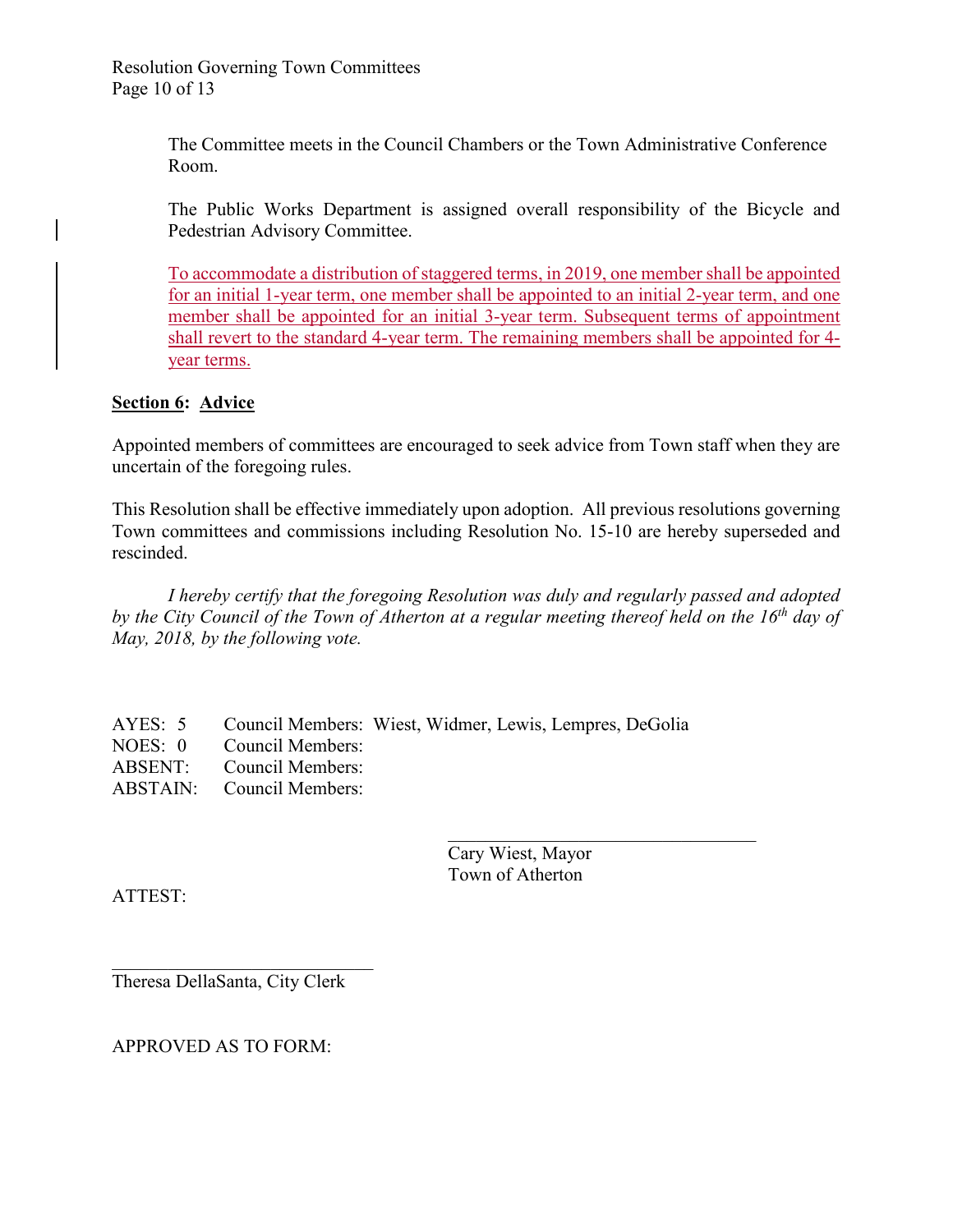The Committee meets in the Council Chambers or the Town Administrative Conference Room.

The Public Works Department is assigned overall responsibility of the Bicycle and Pedestrian Advisory Committee.

To accommodate a distribution of staggered terms, in 2019, one member shall be appointed for an initial 1-year term, one member shall be appointed to an initial 2-year term, and one member shall be appointed for an initial 3-year term. Subsequent terms of appointment shall revert to the standard 4-year term. The remaining members shall be appointed for 4-year terms.

**Section 6: Advice**

Appointed members of committees are encouraged to seek advice from Town staff when they are uncertain of the foregoing rules.

This Resolution shall be effective immediately upon adoption. All previous resolutions governing Town committees and commissions including Resolution No. 15-10 are hereby superseded and rescinded.

*I hereby certify that the foregoing Resolution was duly and regularly passed and adopted by the City Council of the Town of Atherton at a regular meeting thereof held on the 16th day of May, 2018, by the following vote.*

AYES: 5 Council Members: Wiest, Widmer, Lewis, Lempres, DeGolia
NOES: 0 Council Members:
ABSENT: Council Members:
ABSTAIN: Council Members:

\_\_\_\_\_\_\_\_\_\_\_\_\_\_\_\_\_\_\_\_\_\_\_\_\_\_\_\_\_\_\_\_\_\_
Cary Wiest, Mayor
Town of Atherton

ATTEST:

\_\_\_\_\_\_\_\_\_\_\_\_\_\_\_\_\_\_\_\_\_\_\_\_\_\_\_\_\_\_
Theresa DellaSanta, City Clerk

APPROVED AS TO FORM: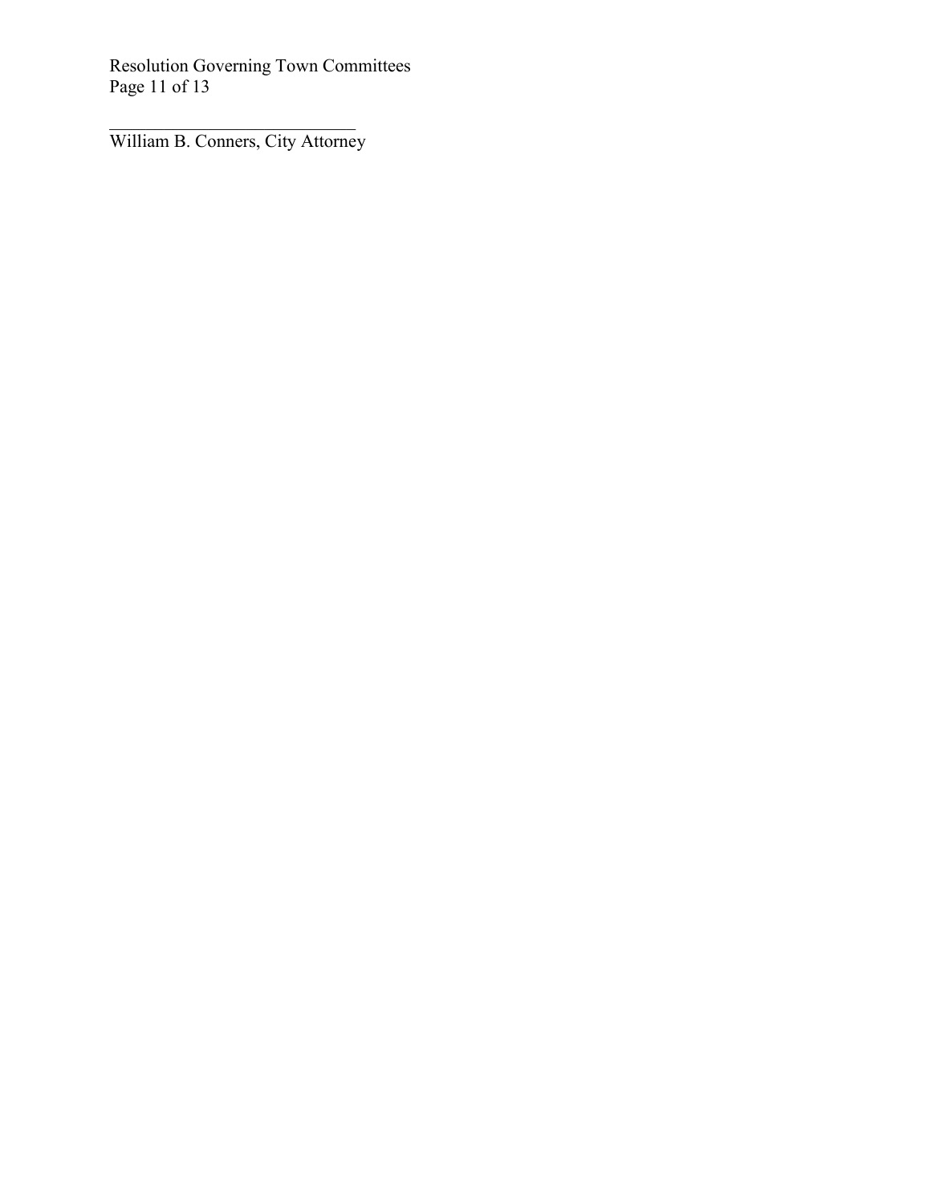\_\_\_\_\_\_\_\_\_\_\_\_\_\_\_\_\_\_\_\_\_\_\_\_\_\_\_\_\_

William B. Conners, City Attorney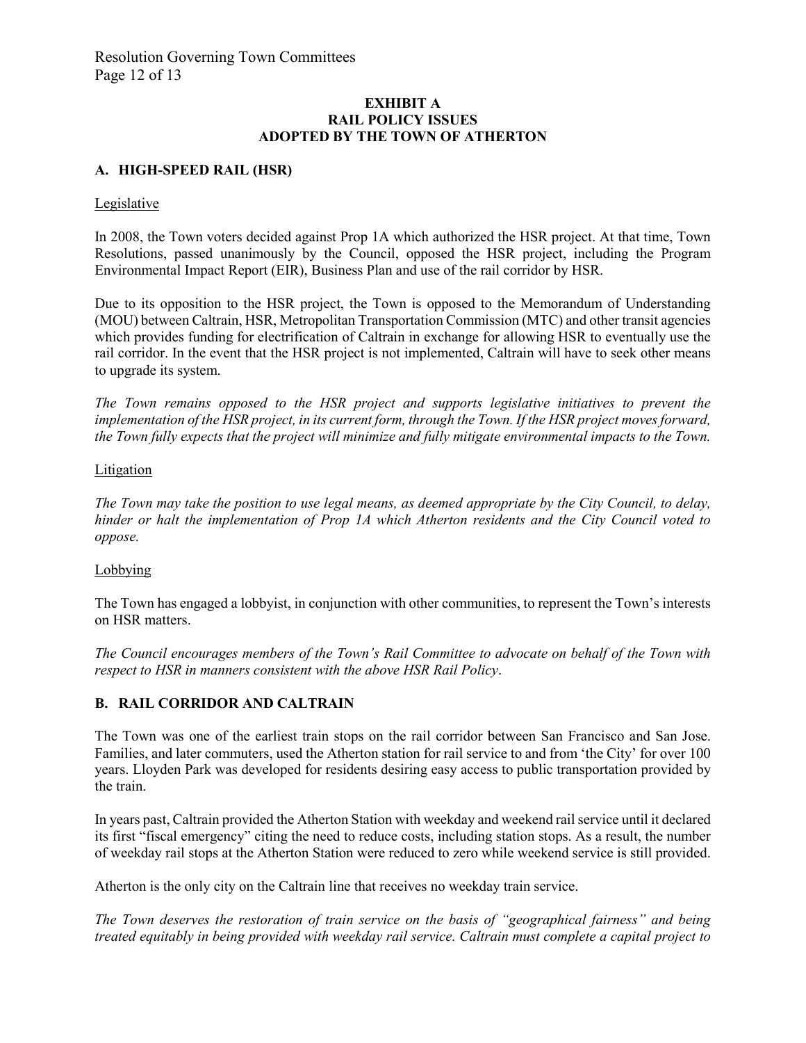**EXHIBIT A**
**RAIL POLICY ISSUES**
**ADOPTED BY THE TOWN OF ATHERTON**

## A. HIGH-SPEED RAIL (HSR)

Legislative

In 2008, the Town voters decided against Prop 1A which authorized the HSR project. At that time, Town Resolutions, passed unanimously by the Council, opposed the HSR project, including the Program Environmental Impact Report (EIR), Business Plan and use of the rail corridor by HSR.

Due to its opposition to the HSR project, the Town is opposed to the Memorandum of Understanding (MOU) between Caltrain, HSR, Metropolitan Transportation Commission (MTC) and other transit agencies which provides funding for electrification of Caltrain in exchange for allowing HSR to eventually use the rail corridor. In the event that the HSR project is not implemented, Caltrain will have to seek other means to upgrade its system.

*The Town remains opposed to the HSR project and supports legislative initiatives to prevent the implementation of the HSR project, in its current form, through the Town. If the HSR project moves forward, the Town fully expects that the project will minimize and fully mitigate environmental impacts to the Town.*

Litigation

*The Town may take the position to use legal means, as deemed appropriate by the City Council, to delay, hinder or halt the implementation of Prop 1A which Atherton residents and the City Council voted to oppose.*

Lobbying

The Town has engaged a lobbyist, in conjunction with other communities, to represent the Town's interests on HSR matters.

*The Council encourages members of the Town's Rail Committee to advocate on behalf of the Town with respect to HSR in manners consistent with the above HSR Rail Policy*.

## B. RAIL CORRIDOR AND CALTRAIN

The Town was one of the earliest train stops on the rail corridor between San Francisco and San Jose. Families, and later commuters, used the Atherton station for rail service to and from 'the City' for over 100 years. Lloyden Park was developed for residents desiring easy access to public transportation provided by the train.

In years past, Caltrain provided the Atherton Station with weekday and weekend rail service until it declared its first "fiscal emergency" citing the need to reduce costs, including station stops. As a result, the number of weekday rail stops at the Atherton Station were reduced to zero while weekend service is still provided.

Atherton is the only city on the Caltrain line that receives no weekday train service.

*The Town deserves the restoration of train service on the basis of "geographical fairness" and being treated equitably in being provided with weekday rail service. Caltrain must complete a capital project to*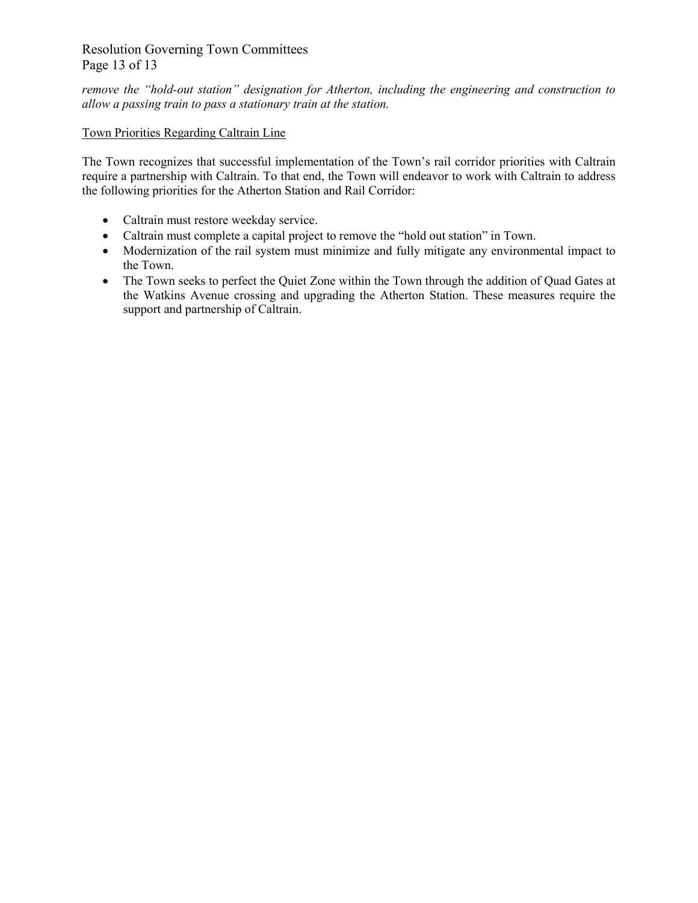*remove the "hold-out station" designation for Atherton, including the engineering and construction to allow a passing train to pass a stationary train at the station.*

Town Priorities Regarding Caltrain Line

The Town recognizes that successful implementation of the Town's rail corridor priorities with Caltrain require a partnership with Caltrain. To that end, the Town will endeavor to work with Caltrain to address the following priorities for the Atherton Station and Rail Corridor:

- Caltrain must restore weekday service.
- Caltrain must complete a capital project to remove the "hold out station" in Town.
- Modernization of the rail system must minimize and fully mitigate any environmental impact to the Town.
- The Town seeks to perfect the Quiet Zone within the Town through the addition of Quad Gates at the Watkins Avenue crossing and upgrading the Atherton Station. These measures require the support and partnership of Caltrain.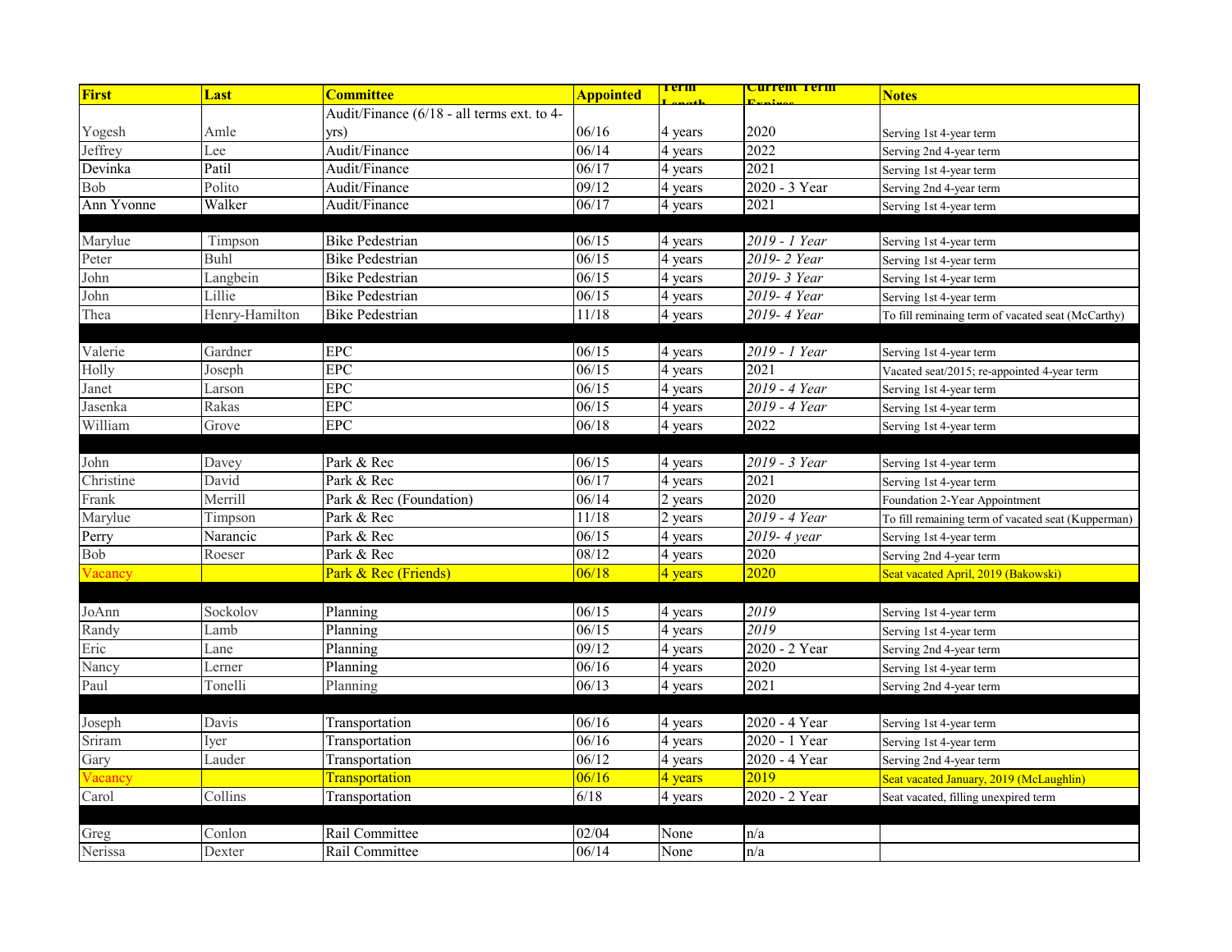| First | Last | Committee | Appointed | Term Length | Current Term Expires | Notes |
|---|---|---|---|---|---|---|
| Yogesh | Amle | Audit/Finance (6/18 - all terms ext. to 4-yrs) | 06/16 | 4 years | 2020 | Serving 1st 4-year term |
| Jeffrey | Lee | Audit/Finance | 06/14 | 4 years | 2022 | Serving 2nd 4-year term |
| Devinka | Patil | Audit/Finance | 06/17 | 4 years | 2021 | Serving 1st 4-year term |
| Bob | Polito | Audit/Finance | 09/12 | 4 years | 2020 - 3 Year | Serving 2nd 4-year term |
| Ann Yvonne | Walker | Audit/Finance | 06/17 | 4 years | 2021 | Serving 1st 4-year term |
| | | | | | | |
| Marylue | Timpson | Bike Pedestrian | 06/15 | 4 years | *2019 - 1 Year* | Serving 1st 4-year term |
| Peter | Buhl | Bike Pedestrian | 06/15 | 4 years | *2019- 2 Year* | Serving 1st 4-year term |
| John | Langbein | Bike Pedestrian | 06/15 | 4 years | *2019- 3 Year* | Serving 1st 4-year term |
| John | Lillie | Bike Pedestrian | 06/15 | 4 years | *2019- 4 Year* | Serving 1st 4-year term |
| Thea | Henry-Hamilton | Bike Pedestrian | 11/18 | 4 years | *2019- 4 Year* | To fill reminaing term of vacated seat (McCarthy) |
| | | | | | | |
| Valerie | Gardner | EPC | 06/15 | 4 years | *2019 - 1 Year* | Serving 1st 4-year term |
| Holly | Joseph | EPC | 06/15 | 4 years | 2021 | Vacated seat/2015; re-appointed 4-year term |
| Janet | Larson | EPC | 06/15 | 4 years | *2019 - 4 Year* | Serving 1st 4-year term |
| Jasenka | Rakas | EPC | 06/15 | 4 years | *2019 - 4 Year* | Serving 1st 4-year term |
| William | Grove | EPC | 06/18 | 4 years | 2022 | Serving 1st 4-year term |
| | | | | | | |
| John | Davey | Park & Rec | 06/15 | 4 years | *2019 - 3 Year* | Serving 1st 4-year term |
| Christine | David | Park & Rec | 06/17 | 4 years | 2021 | Serving 1st 4-year term |
| Frank | Merrill | Park & Rec (Foundation) | 06/14 | 2 years | 2020 | Foundation 2-Year Appointment |
| Marylue | Timpson | Park & Rec | 11/18 | 2 years | *2019 - 4 Year* | To fill remaining term of vacated seat (Kupperman) |
| Perry | Narancic | Park & Rec | 06/15 | 4 years | *2019- 4 year* | Serving 1st 4-year term |
| Bob | Roeser | Park & Rec | 08/12 | 4 years | 2020 | Serving 2nd 4-year term |
| Vacancy | | Park & Rec (Friends) | 06/18 | 4 years | 2020 | Seat vacated April, 2019 (Bakowski) |
| | | | | | | |
| JoAnn | Sockolov | Planning | 06/15 | 4 years | *2019* | Serving 1st 4-year term |
| Randy | Lamb | Planning | 06/15 | 4 years | *2019* | Serving 1st 4-year term |
| Eric | Lane | Planning | 09/12 | 4 years | 2020 - 2 Year | Serving 2nd 4-year term |
| Nancy | Lerner | Planning | 06/16 | 4 years | 2020 | Serving 1st 4-year term |
| Paul | Tonelli | Planning | 06/13 | 4 years | 2021 | Serving 2nd 4-year term |
| | | | | | | |
| Joseph | Davis | Transportation | 06/16 | 4 years | 2020 - 4 Year | Serving 1st 4-year term |
| Sriram | Iyer | Transportation | 06/16 | 4 years | 2020 - 1 Year | Serving 1st 4-year term |
| Gary | Lauder | Transportation | 06/12 | 4 years | 2020 - 4 Year | Serving 2nd 4-year term |
| Vacancy | | Transportation | 06/16 | 4 years | 2019 | Seat vacated January, 2019 (McLaughlin) |
| Carol | Collins | Transportation | 6/18 | 4 years | 2020 - 2 Year | Seat vacated, filling unexpired term |
| | | | | | | |
| Greg | Conlon | Rail Committee | 02/04 | None | n/a | |
| Nerissa | Dexter | Rail Committee | 06/14 | None | n/a | |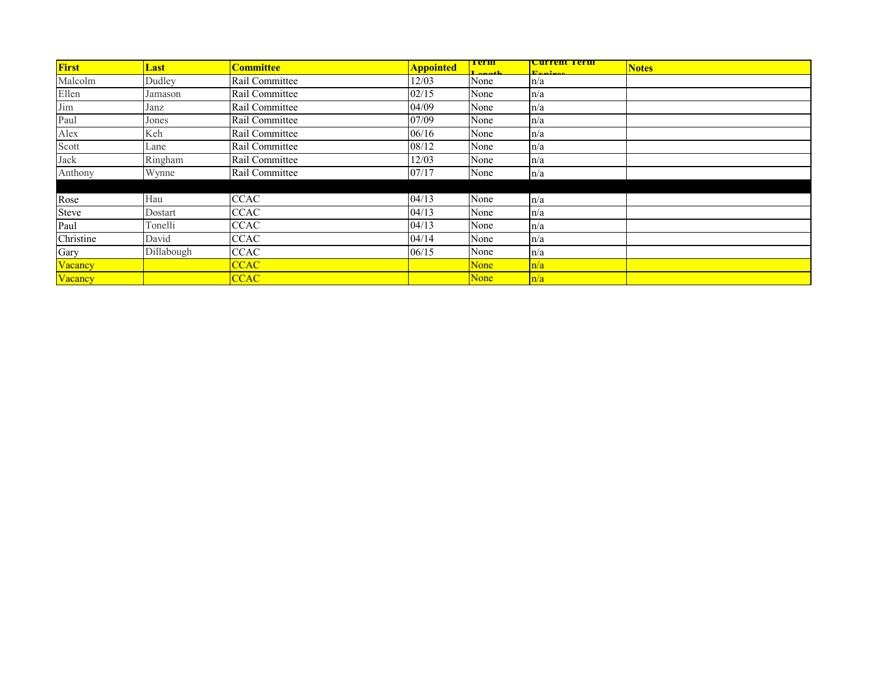| First | Last | Committee | Appointed | Term Length | Current Term Expires | Notes |
|---|---|---|---|---|---|---|
| Malcolm | Dudley | Rail Committee | 12/03 | None | n/a | |
| Ellen | Jamason | Rail Committee | 02/15 | None | n/a | |
| Jim | Janz | Rail Committee | 04/09 | None | n/a | |
| Paul | Jones | Rail Committee | 07/09 | None | n/a | |
| Alex | Keh | Rail Committee | 06/16 | None | n/a | |
| Scott | Lane | Rail Committee | 08/12 | None | n/a | |
| Jack | Ringham | Rail Committee | 12/03 | None | n/a | |
| Anthony | Wynne | Rail Committee | 07/17 | None | n/a | |
| | | | | | | |
| Rose | Hau | CCAC | 04/13 | None | n/a | |
| Steve | Dostart | CCAC | 04/13 | None | n/a | |
| Paul | Tonelli | CCAC | 04/13 | None | n/a | |
| Christine | David | CCAC | 04/14 | None | n/a | |
| Gary | Dillabough | CCAC | 06/15 | None | n/a | |
| Vacancy | | CCAC | | None | n/a | |
| Vacancy | | CCAC | | None | n/a | |